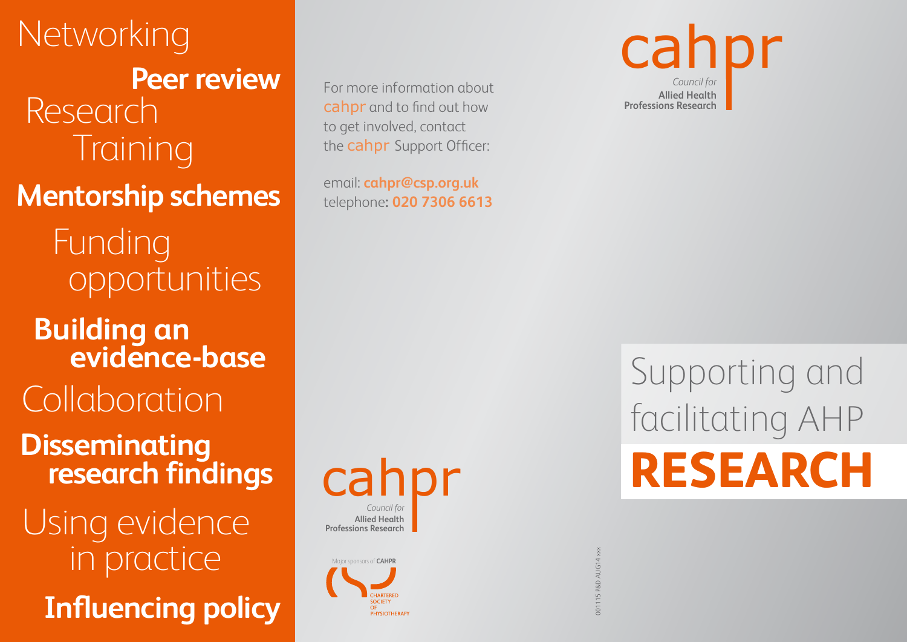Networking

**Peer review**

Research

Training

**Mentorship schemes**

Funding opportunities

**Building an evidence-base**

Collaboration

**Disseminating research findings**

Using evidence in practice

**Influencing policy**

For more information about cahpr and to find out how to get involved, contact the cahpr Support Officer:

email: **cahpr@csp.org.uk**
telephone: **020 7306 6613**

cahpr
*Council for*
**Allied Health Professions Research**

Major sponsors of **CAHPR**

CHARTERED SOCIETY OF PHYSIOTHERAPY

001115 P&D AUG14 xxx

cahpr
*Council for*
**Allied Health Professions Research**

# Supporting and facilitating AHP **RESEARCH**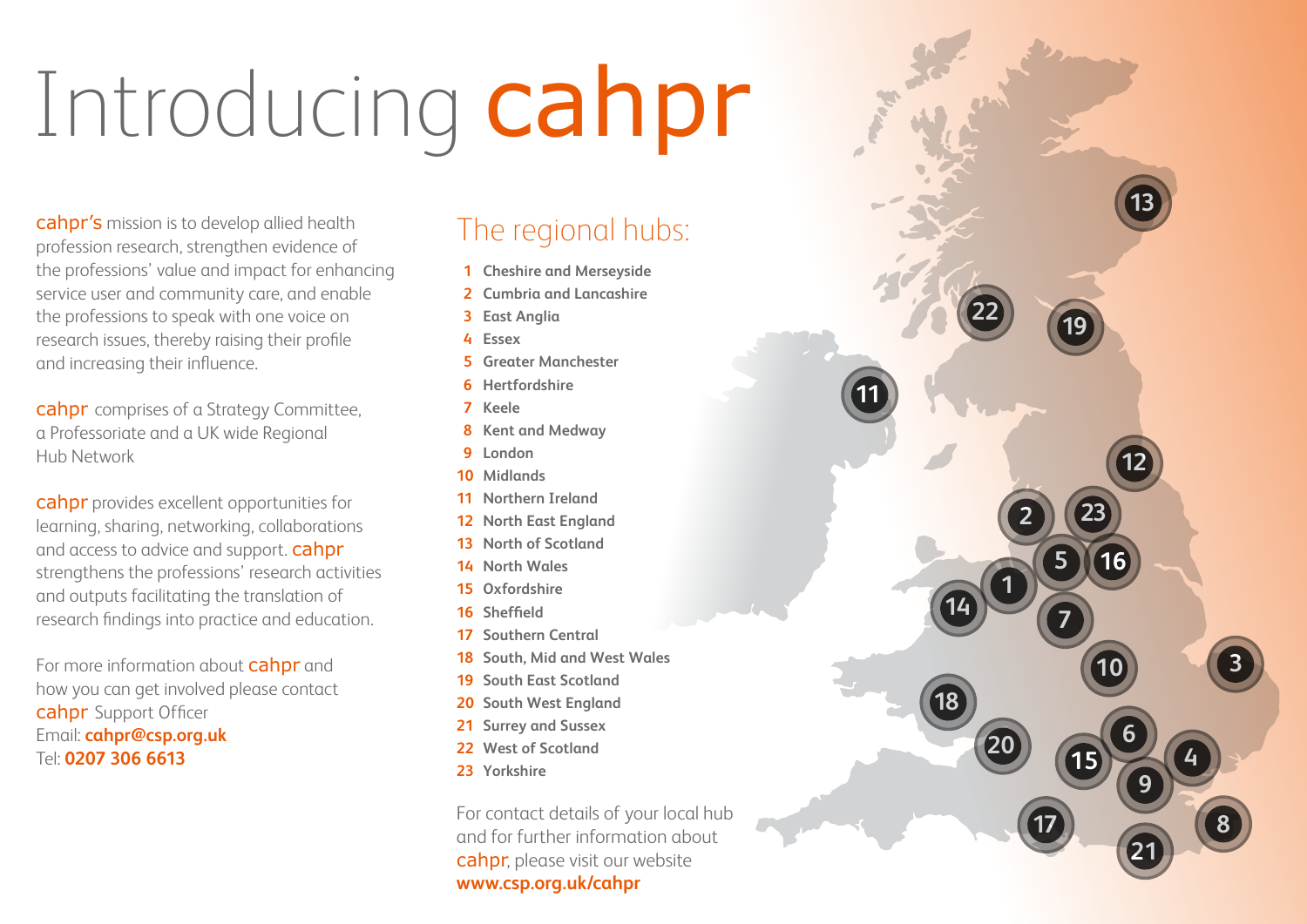# Introducing cahpr

cahpr's mission is to develop allied health profession research, strengthen evidence of the professions' value and impact for enhancing service user and community care, and enable the professions to speak with one voice on research issues, thereby raising their profile and increasing their influence.

cahpr comprises of a Strategy Committee, a Professoriate and a UK wide Regional Hub Network

cahpr provides excellent opportunities for learning, sharing, networking, collaborations and access to advice and support. cahpr strengthens the professions' research activities and outputs facilitating the translation of research findings into practice and education.

For more information about cahpr and how you can get involved please contact cahpr Support Officer
Email: **cahpr@csp.org.uk**
Tel: **0207 306 6613**

## The regional hubs:

1. **Cheshire and Merseyside**
2. **Cumbria and Lancashire**
3. **East Anglia**
4. **Essex**
5. **Greater Manchester**
6. **Hertfordshire**
7. **Keele**
8. **Kent and Medway**
9. **London**
10. **Midlands**
11. **Northern Ireland**
12. **North East England**
13. **North of Scotland**
14. **North Wales**
15. **Oxfordshire**
16. **Sheffield**
17. **Southern Central**
18. **South, Mid and West Wales**
19. **South East Scotland**
20. **South West England**
21. **Surrey and Sussex**
22. **West of Scotland**
23. **Yorkshire**

For contact details of your local hub and for further information about cahpr, please visit our website **www.csp.org.uk/cahpr**